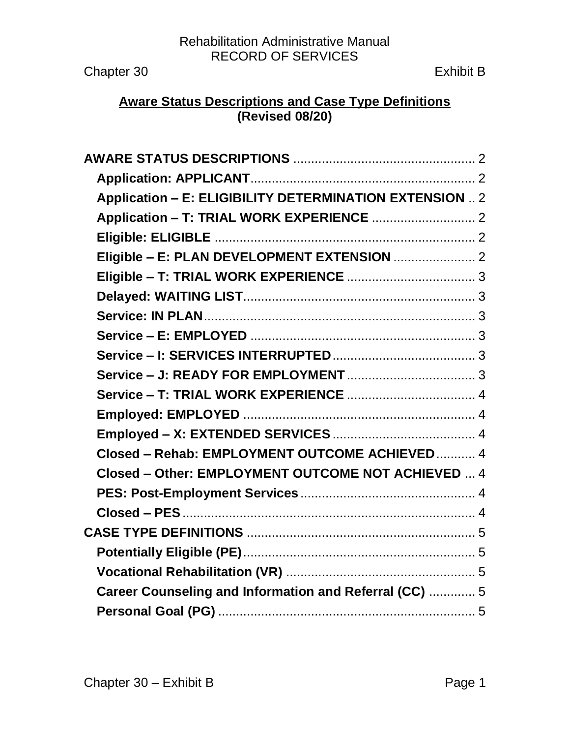Rehabilitation Administrative Manual
RECORD OF SERVICES

Chapter 30 Exhibit B

## Aware Status Descriptions and Case Type Definitions
**(Revised 08/20)**

**AWARE STATUS DESCRIPTIONS** .................................................. 2
- **Application: APPLICANT** .................................................. 2
- **Application – E: ELIGIBILITY DETERMINATION EXTENSION** .. 2
- **Application – T: TRIAL WORK EXPERIENCE** ............................ 2
- **Eligible: ELIGIBLE** .................................................. 2
- **Eligible – E: PLAN DEVELOPMENT EXTENSION** ....................... 2
- **Eligible – T: TRIAL WORK EXPERIENCE** .................................... 3
- **Delayed: WAITING LIST** .................................................. 3
- **Service: IN PLAN** .................................................. 3
- **Service – E: EMPLOYED** .................................................. 3
- **Service – I: SERVICES INTERRUPTED** ........................................ 3
- **Service – J: READY FOR EMPLOYMENT** .................................... 3
- **Service – T: TRIAL WORK EXPERIENCE** .................................... 4
- **Employed: EMPLOYED** .................................................. 4
- **Employed – X: EXTENDED SERVICES** ........................................ 4
- **Closed – Rehab: EMPLOYMENT OUTCOME ACHIEVED** ........... 4
- **Closed – Other: EMPLOYMENT OUTCOME NOT ACHIEVED** ... 4
- **PES: Post-Employment Services** .................................................. 4
- **Closed – PES** .................................................. 4

**CASE TYPE DEFINITIONS** .................................................. 5
- **Potentially Eligible (PE)** .................................................. 5
- **Vocational Rehabilitation (VR)** .................................................. 5
- **Career Counseling and Information and Referral (CC)** ............. 5
- **Personal Goal (PG)** .................................................. 5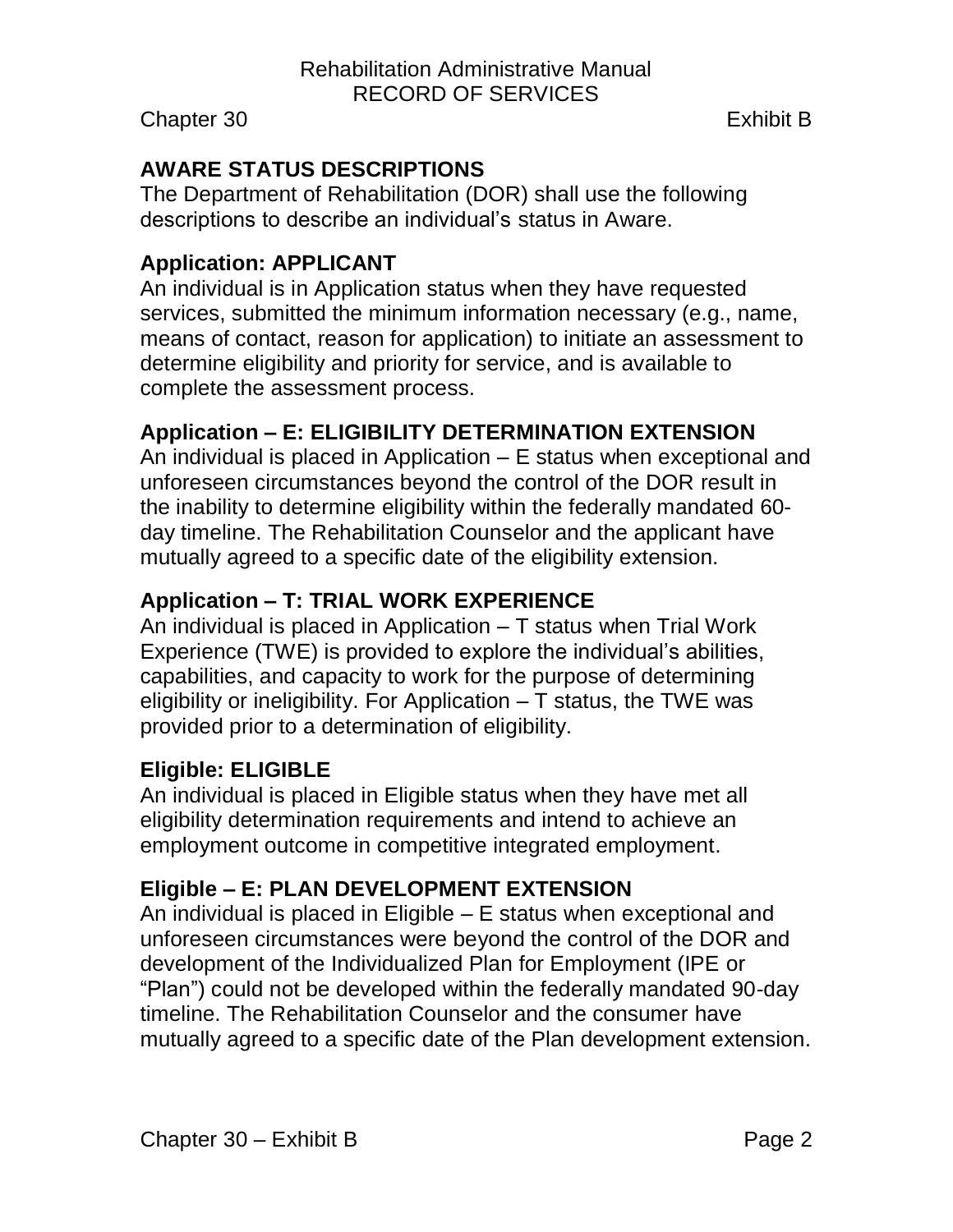## AWARE STATUS DESCRIPTIONS

The Department of Rehabilitation (DOR) shall use the following descriptions to describe an individual's status in Aware.

### Application: APPLICANT

An individual is in Application status when they have requested services, submitted the minimum information necessary (e.g., name, means of contact, reason for application) to initiate an assessment to determine eligibility and priority for service, and is available to complete the assessment process.

### Application – E: ELIGIBILITY DETERMINATION EXTENSION

An individual is placed in Application – E status when exceptional and unforeseen circumstances beyond the control of the DOR result in the inability to determine eligibility within the federally mandated 60-day timeline. The Rehabilitation Counselor and the applicant have mutually agreed to a specific date of the eligibility extension.

### Application – T: TRIAL WORK EXPERIENCE

An individual is placed in Application – T status when Trial Work Experience (TWE) is provided to explore the individual's abilities, capabilities, and capacity to work for the purpose of determining eligibility or ineligibility. For Application – T status, the TWE was provided prior to a determination of eligibility.

### Eligible: ELIGIBLE

An individual is placed in Eligible status when they have met all eligibility determination requirements and intend to achieve an employment outcome in competitive integrated employment.

### Eligible – E: PLAN DEVELOPMENT EXTENSION

An individual is placed in Eligible – E status when exceptional and unforeseen circumstances were beyond the control of the DOR and development of the Individualized Plan for Employment (IPE or "Plan") could not be developed within the federally mandated 90-day timeline. The Rehabilitation Counselor and the consumer have mutually agreed to a specific date of the Plan development extension.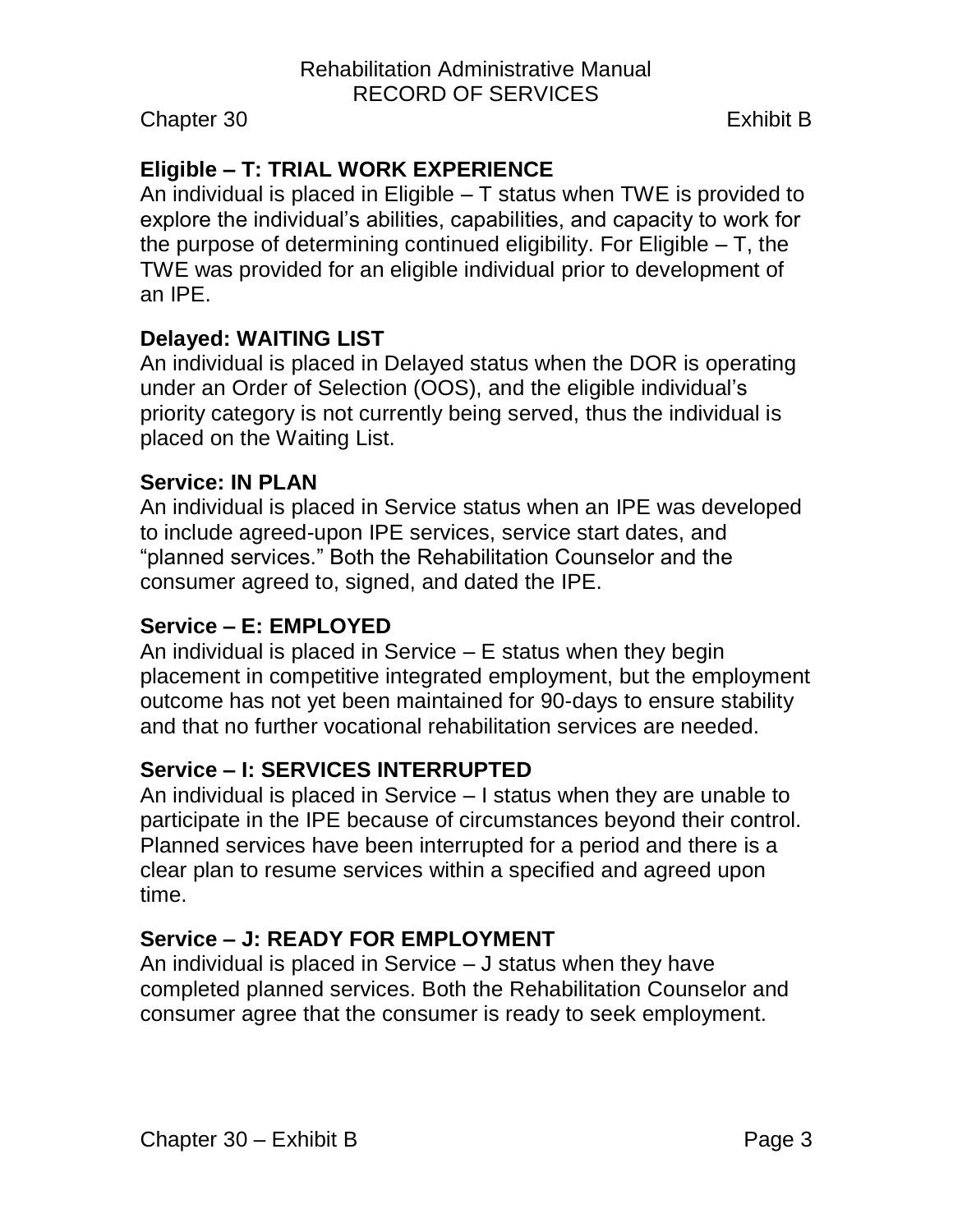### Eligible – T: TRIAL WORK EXPERIENCE

An individual is placed in Eligible – T status when TWE is provided to explore the individual's abilities, capabilities, and capacity to work for the purpose of determining continued eligibility. For Eligible – T, the TWE was provided for an eligible individual prior to development of an IPE.

### Delayed: WAITING LIST

An individual is placed in Delayed status when the DOR is operating under an Order of Selection (OOS), and the eligible individual's priority category is not currently being served, thus the individual is placed on the Waiting List.

### Service: IN PLAN

An individual is placed in Service status when an IPE was developed to include agreed-upon IPE services, service start dates, and "planned services." Both the Rehabilitation Counselor and the consumer agreed to, signed, and dated the IPE.

### Service – E: EMPLOYED

An individual is placed in Service – E status when they begin placement in competitive integrated employment, but the employment outcome has not yet been maintained for 90-days to ensure stability and that no further vocational rehabilitation services are needed.

### Service – I: SERVICES INTERRUPTED

An individual is placed in Service – I status when they are unable to participate in the IPE because of circumstances beyond their control. Planned services have been interrupted for a period and there is a clear plan to resume services within a specified and agreed upon time.

### Service – J: READY FOR EMPLOYMENT

An individual is placed in Service – J status when they have completed planned services. Both the Rehabilitation Counselor and consumer agree that the consumer is ready to seek employment.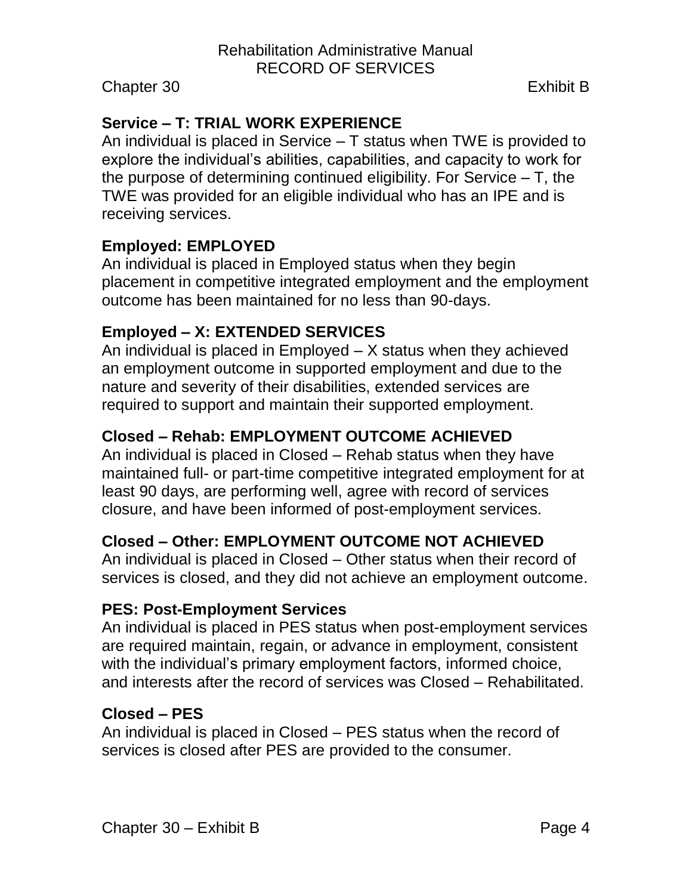**Service – T: TRIAL WORK EXPERIENCE**
An individual is placed in Service – T status when TWE is provided to explore the individual's abilities, capabilities, and capacity to work for the purpose of determining continued eligibility. For Service – T, the TWE was provided for an eligible individual who has an IPE and is receiving services.

**Employed: EMPLOYED**
An individual is placed in Employed status when they begin placement in competitive integrated employment and the employment outcome has been maintained for no less than 90-days.

**Employed – X: EXTENDED SERVICES**
An individual is placed in Employed – X status when they achieved an employment outcome in supported employment and due to the nature and severity of their disabilities, extended services are required to support and maintain their supported employment.

**Closed – Rehab: EMPLOYMENT OUTCOME ACHIEVED**
An individual is placed in Closed – Rehab status when they have maintained full- or part-time competitive integrated employment for at least 90 days, are performing well, agree with record of services closure, and have been informed of post-employment services.

**Closed – Other: EMPLOYMENT OUTCOME NOT ACHIEVED**
An individual is placed in Closed – Other status when their record of services is closed, and they did not achieve an employment outcome.

**PES: Post-Employment Services**
An individual is placed in PES status when post-employment services are required maintain, regain, or advance in employment, consistent with the individual's primary employment factors, informed choice, and interests after the record of services was Closed – Rehabilitated.

**Closed – PES**
An individual is placed in Closed – PES status when the record of services is closed after PES are provided to the consumer.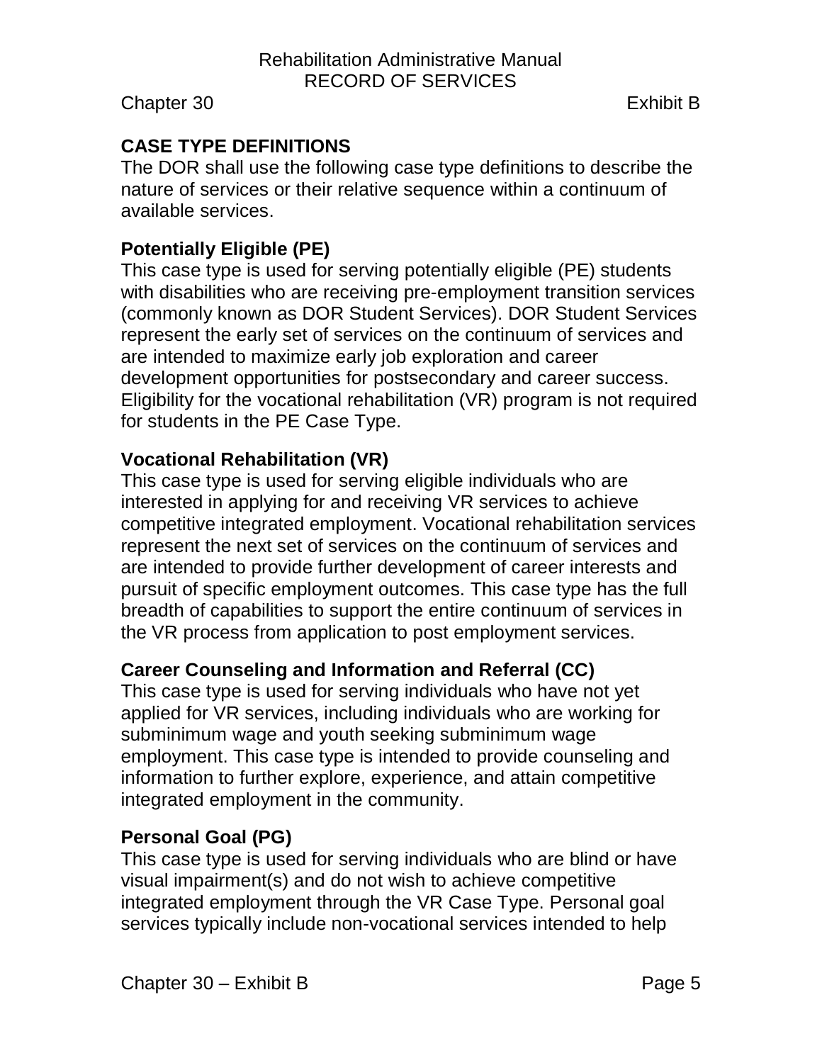## CASE TYPE DEFINITIONS

The DOR shall use the following case type definitions to describe the nature of services or their relative sequence within a continuum of available services.

### Potentially Eligible (PE)

This case type is used for serving potentially eligible (PE) students with disabilities who are receiving pre-employment transition services (commonly known as DOR Student Services). DOR Student Services represent the early set of services on the continuum of services and are intended to maximize early job exploration and career development opportunities for postsecondary and career success. Eligibility for the vocational rehabilitation (VR) program is not required for students in the PE Case Type.

### Vocational Rehabilitation (VR)

This case type is used for serving eligible individuals who are interested in applying for and receiving VR services to achieve competitive integrated employment. Vocational rehabilitation services represent the next set of services on the continuum of services and are intended to provide further development of career interests and pursuit of specific employment outcomes. This case type has the full breadth of capabilities to support the entire continuum of services in the VR process from application to post employment services.

### Career Counseling and Information and Referral (CC)

This case type is used for serving individuals who have not yet applied for VR services, including individuals who are working for subminimum wage and youth seeking subminimum wage employment. This case type is intended to provide counseling and information to further explore, experience, and attain competitive integrated employment in the community.

### Personal Goal (PG)

This case type is used for serving individuals who are blind or have visual impairment(s) and do not wish to achieve competitive integrated employment through the VR Case Type. Personal goal services typically include non-vocational services intended to help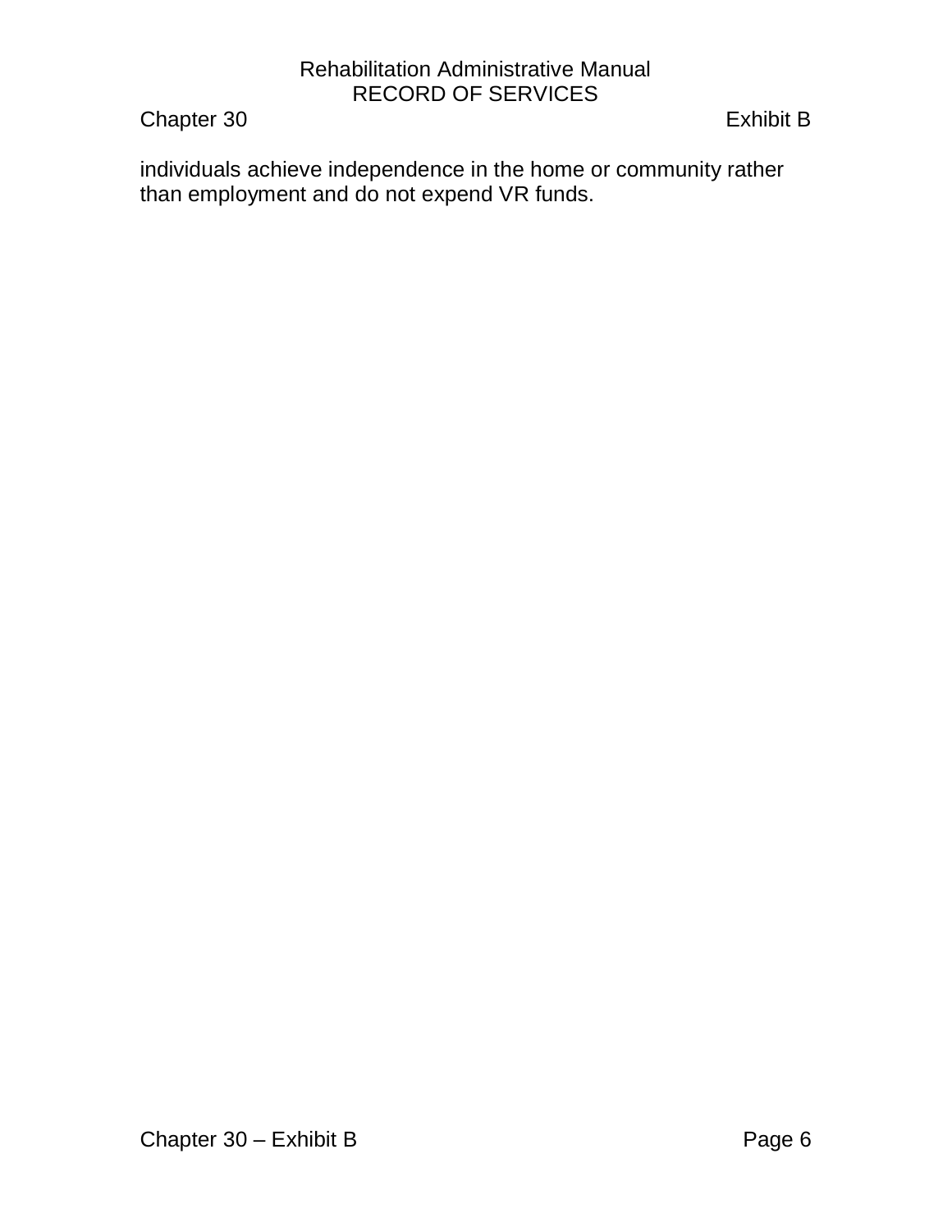individuals achieve independence in the home or community rather than employment and do not expend VR funds.